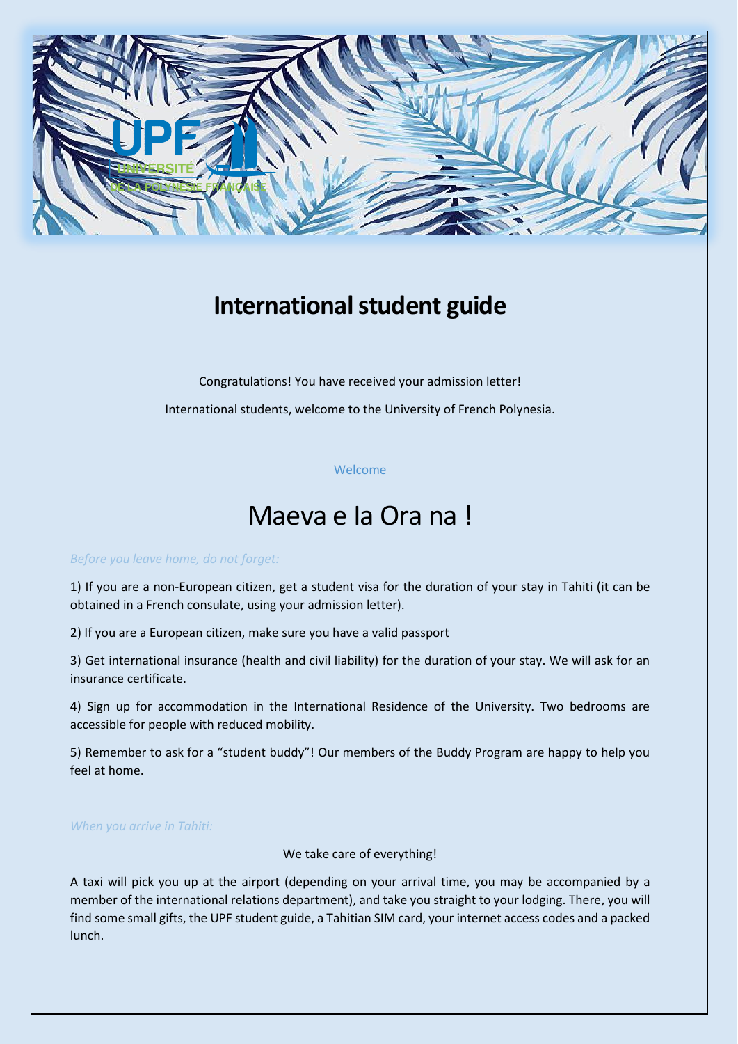# International student guide

Congratulations! You have received your admission letter!

International students, welcome to the University of French Polynesia.

Welcome

## Maeva e Ia Ora na !

*Before you leave home, do not forget:*

1) If you are a non-European citizen, get a student visa for the duration of your stay in Tahiti (it can be obtained in a French consulate, using your admission letter).

2) If you are a European citizen, make sure you have a valid passport

3) Get international insurance (health and civil liability) for the duration of your stay. We will ask for an insurance certificate.

4) Sign up for accommodation in the International Residence of the University. Two bedrooms are accessible for people with reduced mobility.

5) Remember to ask for a “student buddy”! Our members of the Buddy Program are happy to help you feel at home.

*When you arrive in Tahiti:*

We take care of everything!

A taxi will pick you up at the airport (depending on your arrival time, you may be accompanied by a member of the international relations department), and take you straight to your lodging. There, you will find some small gifts, the UPF student guide, a Tahitian SIM card, your internet access codes and a packed lunch.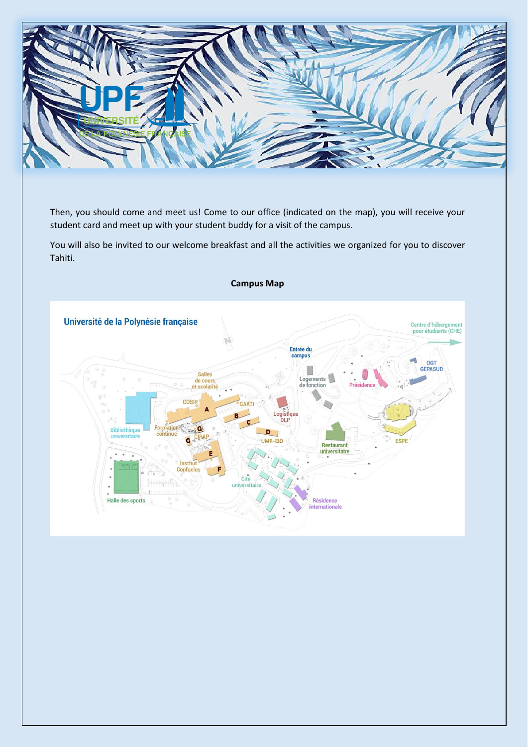Then, you should come and meet us! Come to our office (indicated on the map), you will receive your student card and meet up with your student buddy for a visit of the campus.

You will also be invited to our welcome breakfast and all the activities we organized for you to discover Tahiti.

**Campus Map**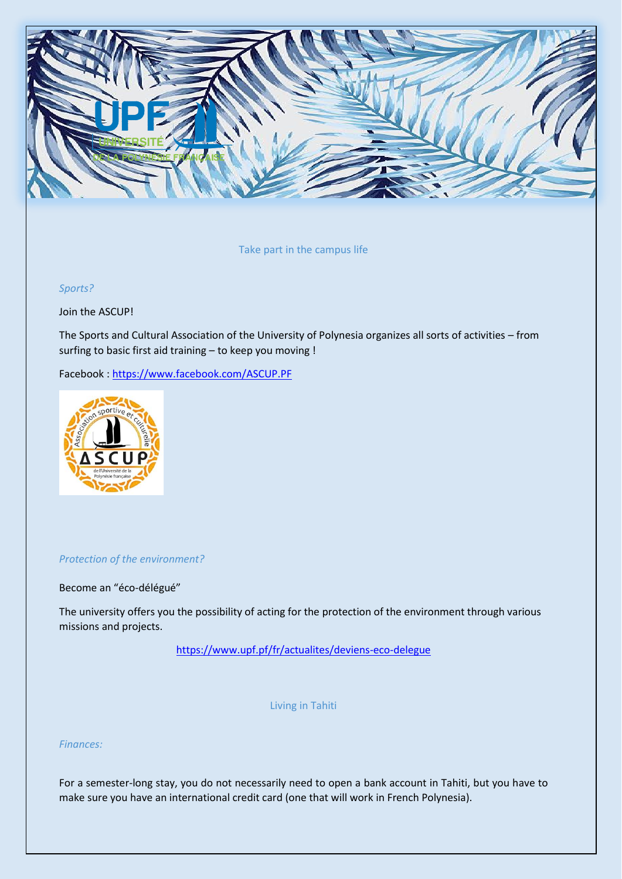## Take part in the campus life

### *Sports?*

Join the ASCUP!

The Sports and Cultural Association of the University of Polynesia organizes all sorts of activities – from surfing to basic first aid training – to keep you moving !

Facebook : https://www.facebook.com/ASCUP.PF

### *Protection of the environment?*

Become an "éco-délégué"

The university offers you the possibility of acting for the protection of the environment through various missions and projects.

https://www.upf.pf/fr/actualites/deviens-eco-delegue

## Living in Tahiti

### *Finances:*

For a semester-long stay, you do not necessarily need to open a bank account in Tahiti, but you have to make sure you have an international credit card (one that will work in French Polynesia).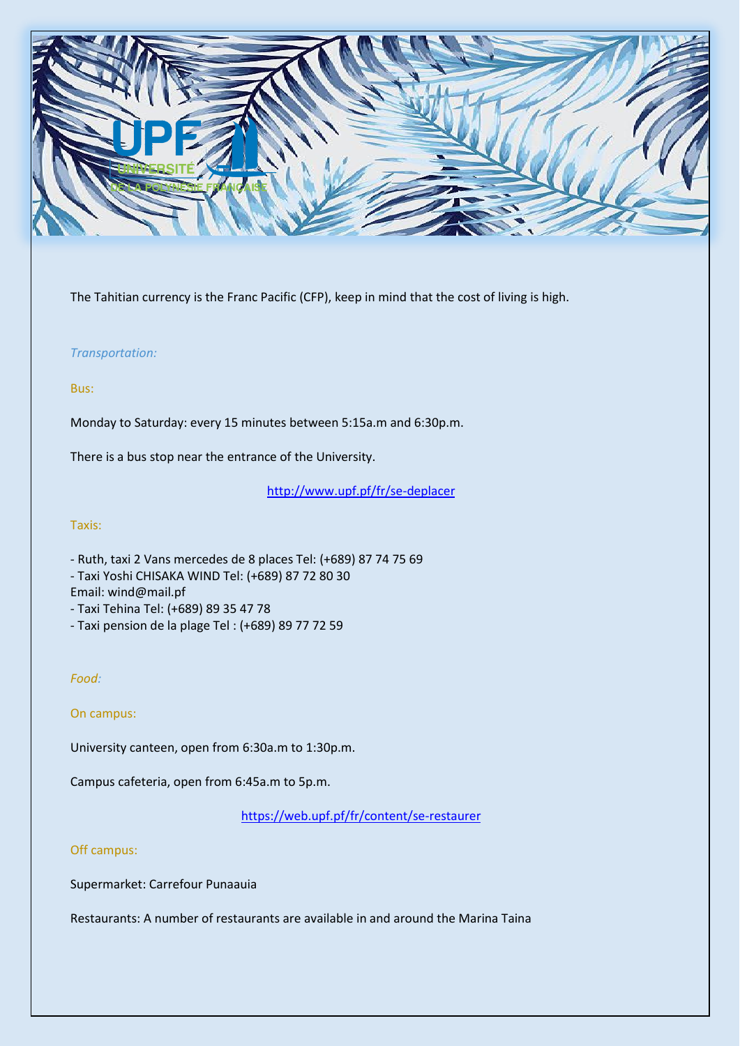The Tahitian currency is the Franc Pacific (CFP), keep in mind that the cost of living is high.

### *Transportation:*

#### Bus:

Monday to Saturday: every 15 minutes between 5:15a.m and 6:30p.m.

There is a bus stop near the entrance of the University.

http://www.upf.pf/fr/se-deplacer

#### Taxis:

- Ruth, taxi 2 Vans mercedes de 8 places Tel: (+689) 87 74 75 69
- Taxi Yoshi CHISAKA WIND Tel: (+689) 87 72 80 30
Email: wind@mail.pf
- Taxi Tehina Tel: (+689) 89 35 47 78
- Taxi pension de la plage Tel : (+689) 89 77 72 59

### *Food:*

#### On campus:

University canteen, open from 6:30a.m to 1:30p.m.

Campus cafeteria, open from 6:45a.m to 5p.m.

https://web.upf.pf/fr/content/se-restaurer

#### Off campus:

Supermarket: Carrefour Punaauia

Restaurants: A number of restaurants are available in and around the Marina Taina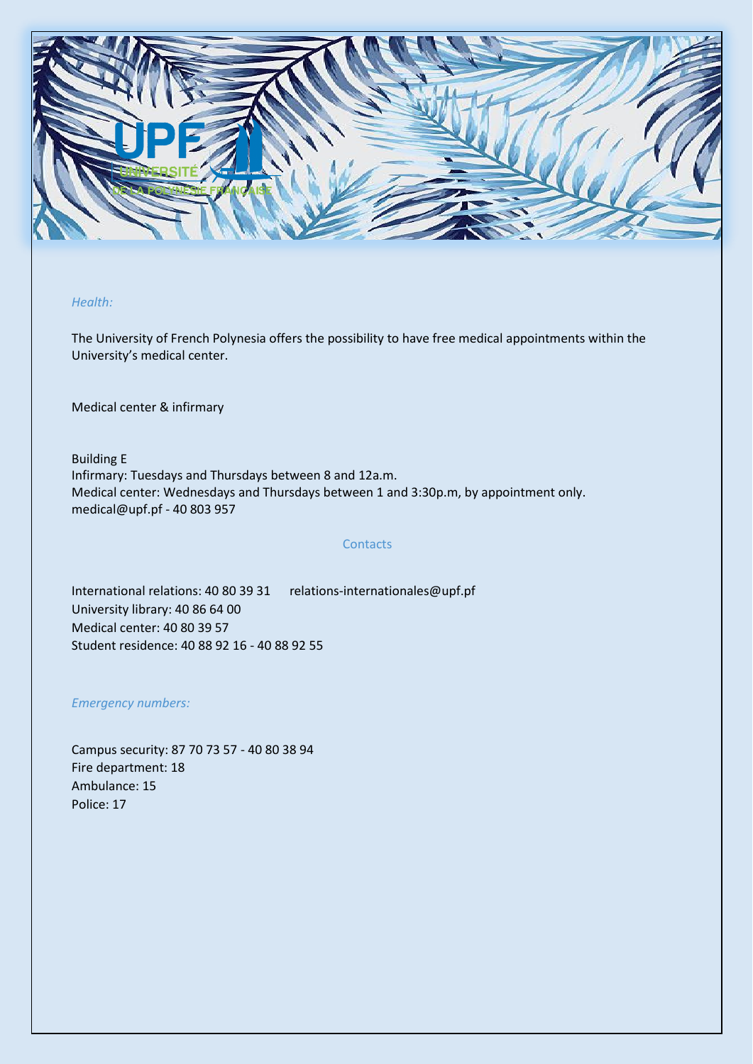*Health:*

The University of French Polynesia offers the possibility to have free medical appointments within the University's medical center.

Medical center & infirmary

Building E
Infirmary: Tuesdays and Thursdays between 8 and 12a.m.
Medical center: Wednesdays and Thursdays between 1 and 3:30p.m, by appointment only.
medical@upf.pf - 40 803 957

## Contacts

International relations: 40 80 39 31 relations-internationales@upf.pf
University library: 40 86 64 00
Medical center: 40 80 39 57
Student residence: 40 88 92 16 - 40 88 92 55

*Emergency numbers:*

Campus security: 87 70 73 57 - 40 80 38 94
Fire department: 18
Ambulance: 15
Police: 17